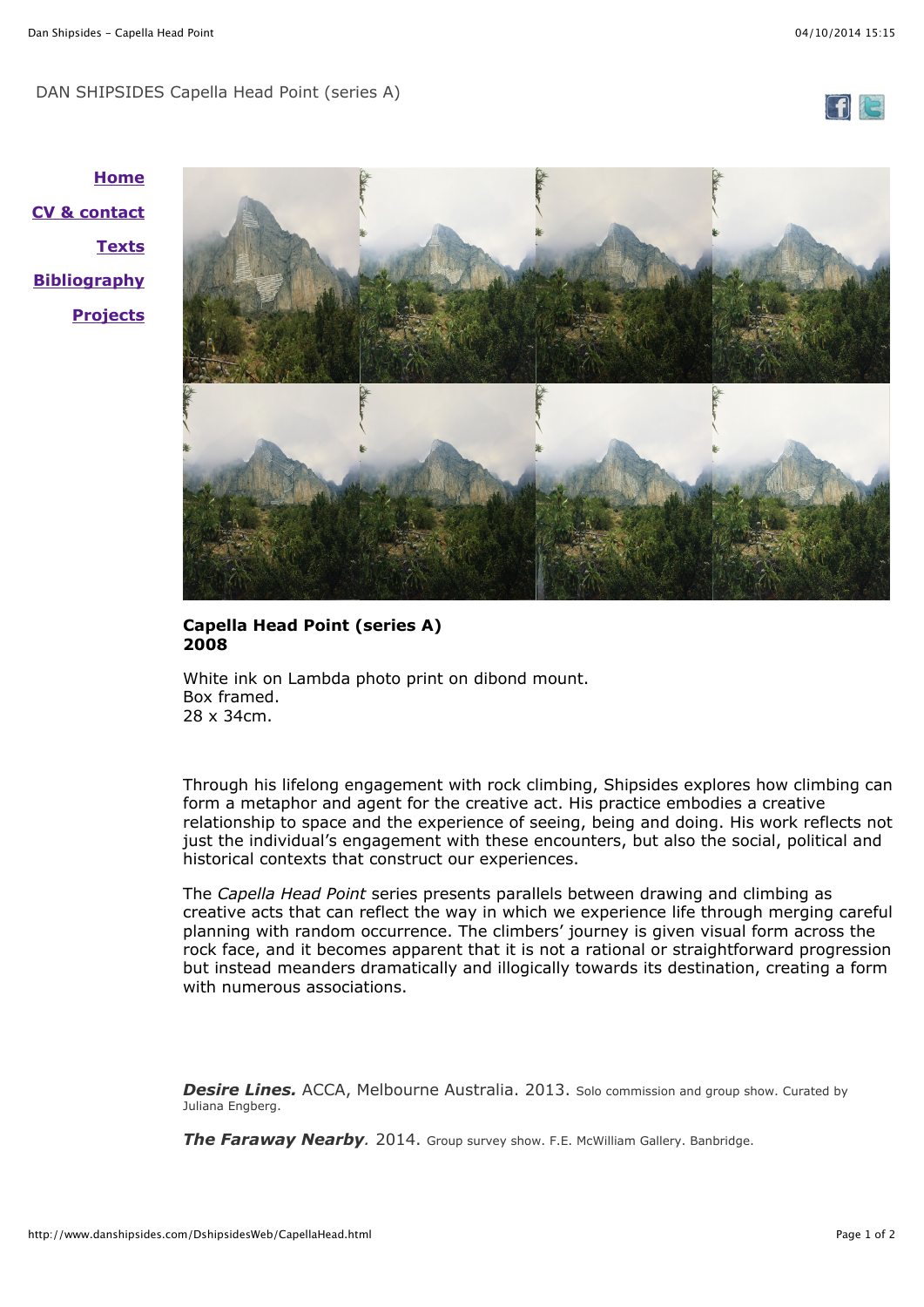DAN SHIPSIDES Capella Head Point (series A)

**Home**

**CV & contact**

**Texts**

**Bibliography**

**Projects**

**Capella Head Point (series A)**
**2008**

White ink on Lambda photo print on dibond mount.
Box framed.
28 x 34cm.

Through his lifelong engagement with rock climbing, Shipsides explores how climbing can form a metaphor and agent for the creative act. His practice embodies a creative relationship to space and the experience of seeing, being and doing. His work reflects not just the individual's engagement with these encounters, but also the social, political and historical contexts that construct our experiences.

The *Capella Head Point* series presents parallels between drawing and climbing as creative acts that can reflect the way in which we experience life through merging careful planning with random occurrence. The climbers' journey is given visual form across the rock face, and it becomes apparent that it is not a rational or straightforward progression but instead meanders dramatically and illogically towards its destination, creating a form with numerous associations.

***Desire Lines.*** ACCA, Melbourne Australia. 2013. Solo commission and group show. Curated by Juliana Engberg.

***The Faraway Nearby***. 2014. Group survey show. F.E. McWilliam Gallery. Banbridge.